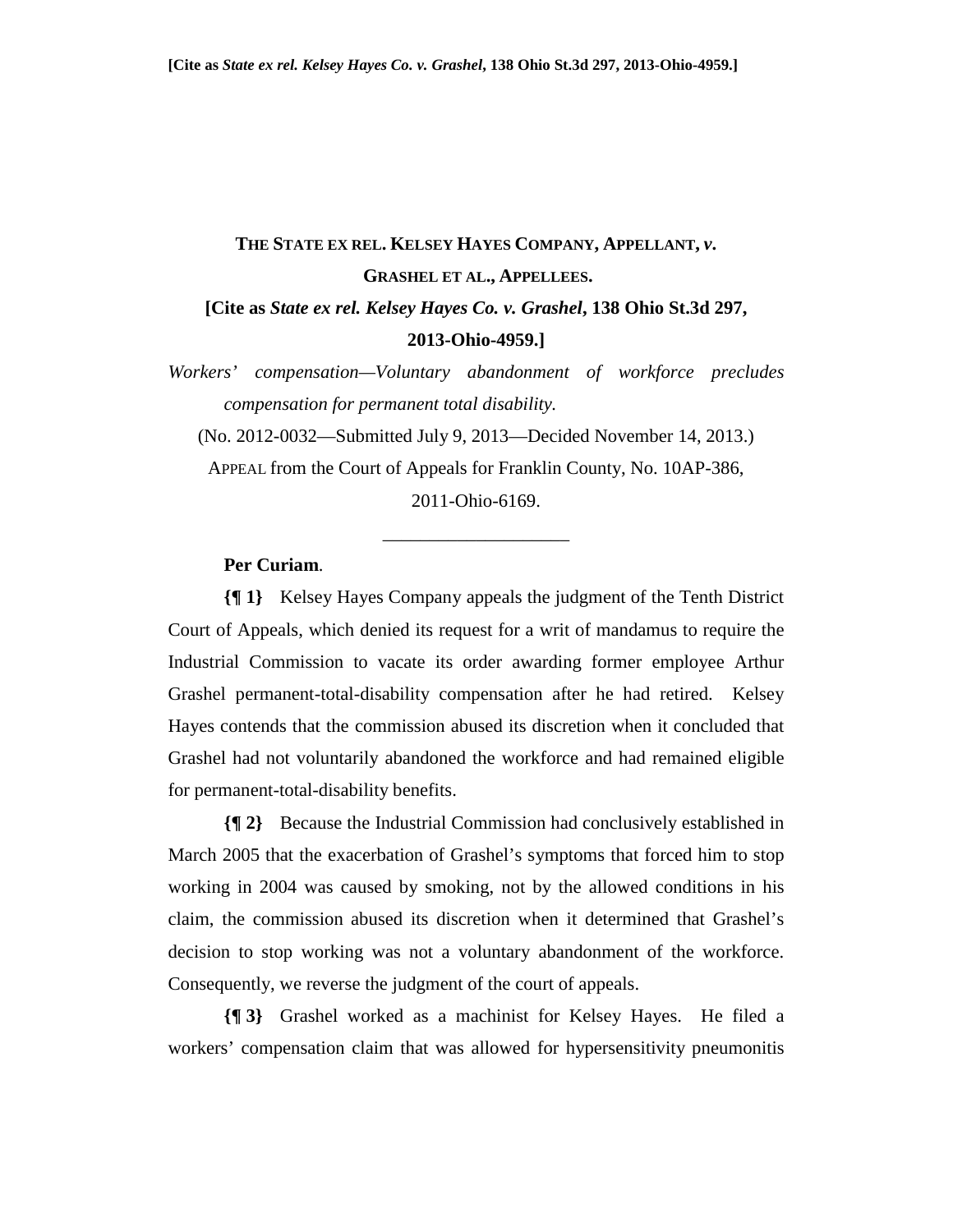[Cite as *State ex rel. Kelsey Hayes Co. v. Grashel*, 138 Ohio St.3d 297, 2013-Ohio-4959.]

# THE STATE EX REL. KELSEY HAYES COMPANY, APPELLANT, *v.* GRASHEL ET AL., APPELLEES.

**[Cite as *State ex rel. Kelsey Hayes Co. v. Grashel*, 138 Ohio St.3d 297, 2013-Ohio-4959.]**

*Workers' compensation—Voluntary abandonment of workforce precludes compensation for permanent total disability.*

(No. 2012-0032—Submitted July 9, 2013—Decided November 14, 2013.)

APPEAL from the Court of Appeals for Franklin County, No. 10AP-386, 2011-Ohio-6169.

---

**Per Curiam**.

**{¶ 1}** Kelsey Hayes Company appeals the judgment of the Tenth District Court of Appeals, which denied its request for a writ of mandamus to require the Industrial Commission to vacate its order awarding former employee Arthur Grashel permanent-total-disability compensation after he had retired. Kelsey Hayes contends that the commission abused its discretion when it concluded that Grashel had not voluntarily abandoned the workforce and had remained eligible for permanent-total-disability benefits.

**{¶ 2}** Because the Industrial Commission had conclusively established in March 2005 that the exacerbation of Grashel's symptoms that forced him to stop working in 2004 was caused by smoking, not by the allowed conditions in his claim, the commission abused its discretion when it determined that Grashel's decision to stop working was not a voluntary abandonment of the workforce. Consequently, we reverse the judgment of the court of appeals.

**{¶ 3}** Grashel worked as a machinist for Kelsey Hayes. He filed a workers' compensation claim that was allowed for hypersensitivity pneumonitis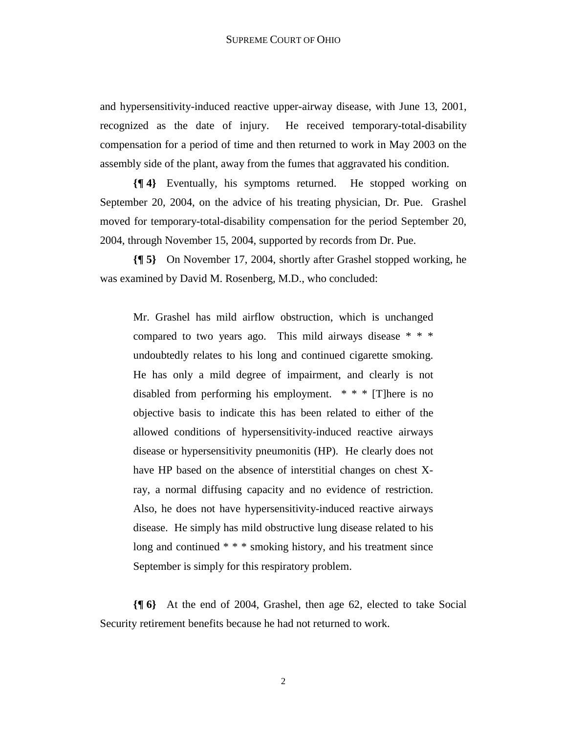and hypersensitivity-induced reactive upper-airway disease, with June 13, 2001, recognized as the date of injury. He received temporary-total-disability compensation for a period of time and then returned to work in May 2003 on the assembly side of the plant, away from the fumes that aggravated his condition.

**{¶ 4}** Eventually, his symptoms returned. He stopped working on September 20, 2004, on the advice of his treating physician, Dr. Pue. Grashel moved for temporary-total-disability compensation for the period September 20, 2004, through November 15, 2004, supported by records from Dr. Pue.

**{¶ 5}** On November 17, 2004, shortly after Grashel stopped working, he was examined by David M. Rosenberg, M.D., who concluded:

> Mr. Grashel has mild airflow obstruction, which is unchanged compared to two years ago. This mild airways disease * * * undoubtedly relates to his long and continued cigarette smoking. He has only a mild degree of impairment, and clearly is not disabled from performing his employment. * * * [T]here is no objective basis to indicate this has been related to either of the allowed conditions of hypersensitivity-induced reactive airways disease or hypersensitivity pneumonitis (HP). He clearly does not have HP based on the absence of interstitial changes on chest X-ray, a normal diffusing capacity and no evidence of restriction. Also, he does not have hypersensitivity-induced reactive airways disease. He simply has mild obstructive lung disease related to his long and continued * * * smoking history, and his treatment since September is simply for this respiratory problem.

**{¶ 6}** At the end of 2004, Grashel, then age 62, elected to take Social Security retirement benefits because he had not returned to work.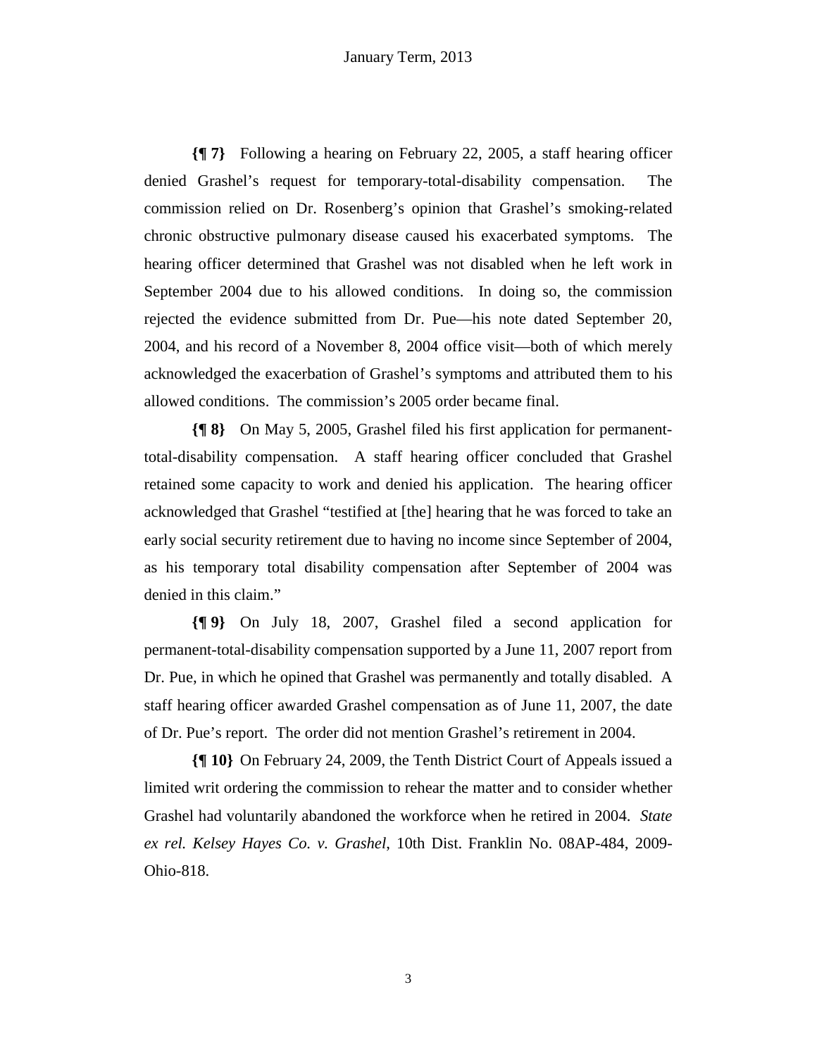**{¶ 7}** Following a hearing on February 22, 2005, a staff hearing officer denied Grashel's request for temporary-total-disability compensation. The commission relied on Dr. Rosenberg's opinion that Grashel's smoking-related chronic obstructive pulmonary disease caused his exacerbated symptoms. The hearing officer determined that Grashel was not disabled when he left work in September 2004 due to his allowed conditions. In doing so, the commission rejected the evidence submitted from Dr. Pue—his note dated September 20, 2004, and his record of a November 8, 2004 office visit—both of which merely acknowledged the exacerbation of Grashel's symptoms and attributed them to his allowed conditions. The commission's 2005 order became final.

**{¶ 8}** On May 5, 2005, Grashel filed his first application for permanent-total-disability compensation. A staff hearing officer concluded that Grashel retained some capacity to work and denied his application. The hearing officer acknowledged that Grashel "testified at [the] hearing that he was forced to take an early social security retirement due to having no income since September of 2004, as his temporary total disability compensation after September of 2004 was denied in this claim."

**{¶ 9}** On July 18, 2007, Grashel filed a second application for permanent-total-disability compensation supported by a June 11, 2007 report from Dr. Pue, in which he opined that Grashel was permanently and totally disabled. A staff hearing officer awarded Grashel compensation as of June 11, 2007, the date of Dr. Pue's report. The order did not mention Grashel's retirement in 2004.

**{¶ 10}** On February 24, 2009, the Tenth District Court of Appeals issued a limited writ ordering the commission to rehear the matter and to consider whether Grashel had voluntarily abandoned the workforce when he retired in 2004. *State ex rel. Kelsey Hayes Co. v. Grashel*, 10th Dist. Franklin No. 08AP-484, 2009-Ohio-818.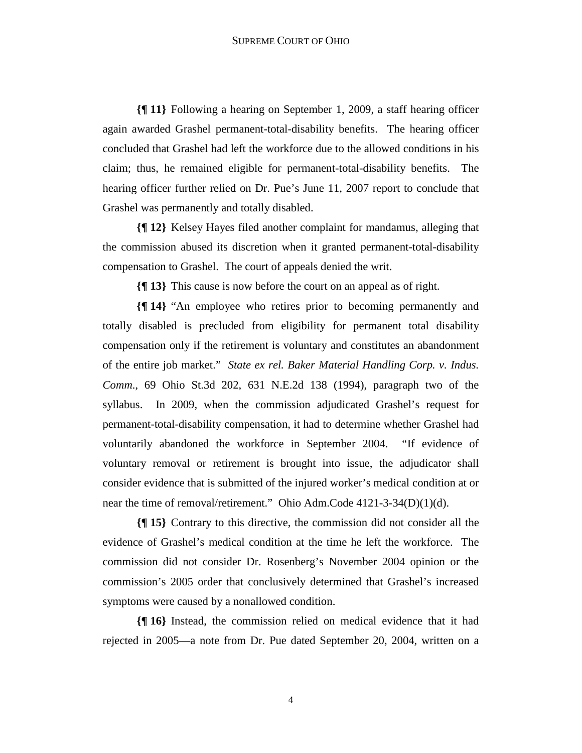**{¶ 11}** Following a hearing on September 1, 2009, a staff hearing officer again awarded Grashel permanent-total-disability benefits. The hearing officer concluded that Grashel had left the workforce due to the allowed conditions in his claim; thus, he remained eligible for permanent-total-disability benefits. The hearing officer further relied on Dr. Pue's June 11, 2007 report to conclude that Grashel was permanently and totally disabled.

**{¶ 12}** Kelsey Hayes filed another complaint for mandamus, alleging that the commission abused its discretion when it granted permanent-total-disability compensation to Grashel. The court of appeals denied the writ.

**{¶ 13}** This cause is now before the court on an appeal as of right.

**{¶ 14}** "An employee who retires prior to becoming permanently and totally disabled is precluded from eligibility for permanent total disability compensation only if the retirement is voluntary and constitutes an abandonment of the entire job market." *State ex rel. Baker Material Handling Corp. v. Indus. Comm.*, 69 Ohio St.3d 202, 631 N.E.2d 138 (1994), paragraph two of the syllabus. In 2009, when the commission adjudicated Grashel's request for permanent-total-disability compensation, it had to determine whether Grashel had voluntarily abandoned the workforce in September 2004. "If evidence of voluntary removal or retirement is brought into issue, the adjudicator shall consider evidence that is submitted of the injured worker's medical condition at or near the time of removal/retirement." Ohio Adm.Code 4121-3-34(D)(1)(d).

**{¶ 15}** Contrary to this directive, the commission did not consider all the evidence of Grashel's medical condition at the time he left the workforce. The commission did not consider Dr. Rosenberg's November 2004 opinion or the commission's 2005 order that conclusively determined that Grashel's increased symptoms were caused by a nonallowed condition.

**{¶ 16}** Instead, the commission relied on medical evidence that it had rejected in 2005—a note from Dr. Pue dated September 20, 2004, written on a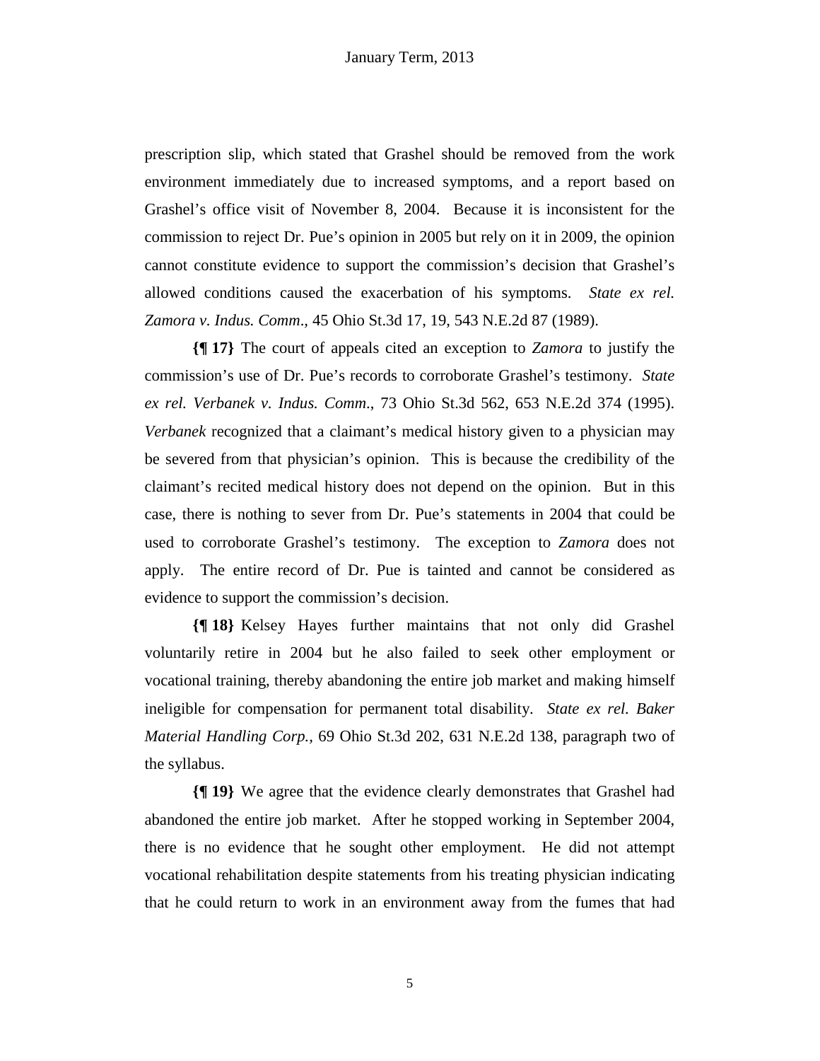prescription slip, which stated that Grashel should be removed from the work environment immediately due to increased symptoms, and a report based on Grashel's office visit of November 8, 2004. Because it is inconsistent for the commission to reject Dr. Pue's opinion in 2005 but rely on it in 2009, the opinion cannot constitute evidence to support the commission's decision that Grashel's allowed conditions caused the exacerbation of his symptoms. *State ex rel. Zamora v. Indus. Comm*., 45 Ohio St.3d 17, 19, 543 N.E.2d 87 (1989).

**{¶ 17}** The court of appeals cited an exception to *Zamora* to justify the commission's use of Dr. Pue's records to corroborate Grashel's testimony. *State ex rel. Verbanek v. Indus. Comm*., 73 Ohio St.3d 562, 653 N.E.2d 374 (1995). *Verbanek* recognized that a claimant's medical history given to a physician may be severed from that physician's opinion. This is because the credibility of the claimant's recited medical history does not depend on the opinion. But in this case, there is nothing to sever from Dr. Pue's statements in 2004 that could be used to corroborate Grashel's testimony. The exception to *Zamora* does not apply. The entire record of Dr. Pue is tainted and cannot be considered as evidence to support the commission's decision.

**{¶ 18}** Kelsey Hayes further maintains that not only did Grashel voluntarily retire in 2004 but he also failed to seek other employment or vocational training, thereby abandoning the entire job market and making himself ineligible for compensation for permanent total disability. *State ex rel. Baker Material Handling Corp.,* 69 Ohio St.3d 202, 631 N.E.2d 138, paragraph two of the syllabus.

**{¶ 19}** We agree that the evidence clearly demonstrates that Grashel had abandoned the entire job market. After he stopped working in September 2004, there is no evidence that he sought other employment. He did not attempt vocational rehabilitation despite statements from his treating physician indicating that he could return to work in an environment away from the fumes that had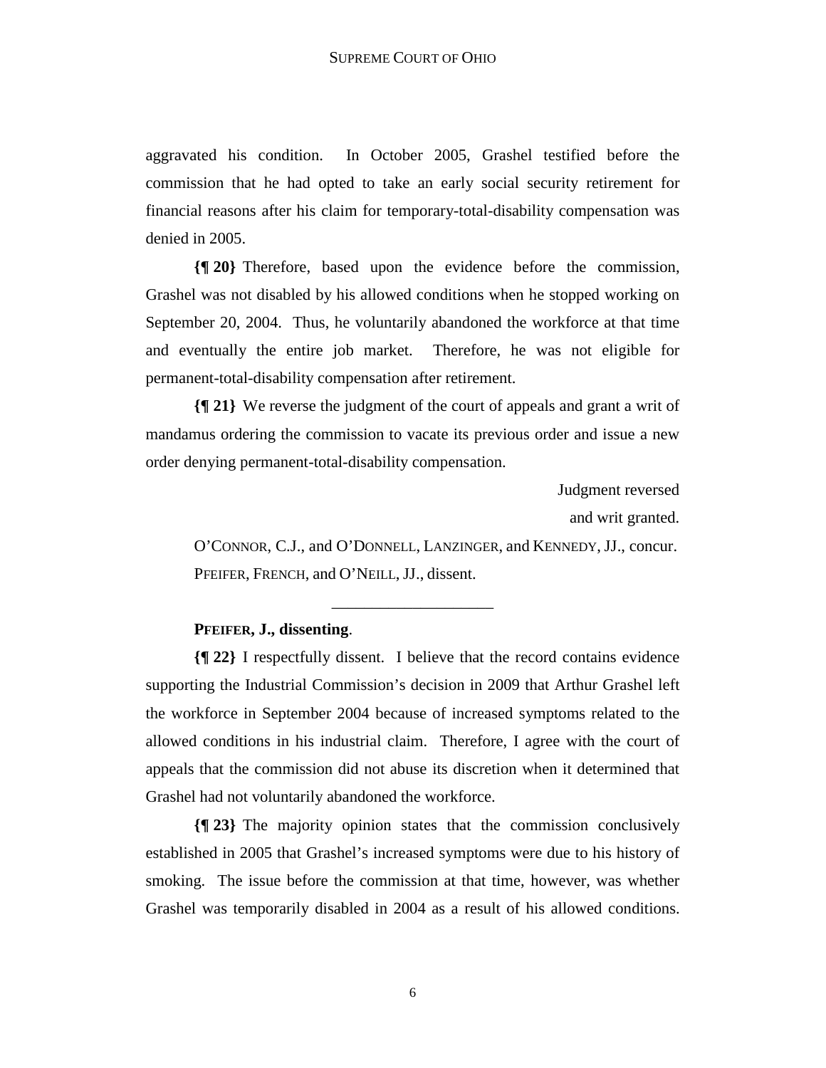aggravated his condition. In October 2005, Grashel testified before the commission that he had opted to take an early social security retirement for financial reasons after his claim for temporary-total-disability compensation was denied in 2005.

**{¶ 20}** Therefore, based upon the evidence before the commission, Grashel was not disabled by his allowed conditions when he stopped working on September 20, 2004. Thus, he voluntarily abandoned the workforce at that time and eventually the entire job market. Therefore, he was not eligible for permanent-total-disability compensation after retirement.

**{¶ 21}** We reverse the judgment of the court of appeals and grant a writ of mandamus ordering the commission to vacate its previous order and issue a new order denying permanent-total-disability compensation.

Judgment reversed
and writ granted.

O'CONNOR, C.J., and O'DONNELL, LANZINGER, and KENNEDY, JJ., concur.
PFEIFER, FRENCH, and O'NEILL, JJ., dissent.

---

**PFEIFER, J., dissenting**.

**{¶ 22}** I respectfully dissent. I believe that the record contains evidence supporting the Industrial Commission's decision in 2009 that Arthur Grashel left the workforce in September 2004 because of increased symptoms related to the allowed conditions in his industrial claim. Therefore, I agree with the court of appeals that the commission did not abuse its discretion when it determined that Grashel had not voluntarily abandoned the workforce.

**{¶ 23}** The majority opinion states that the commission conclusively established in 2005 that Grashel's increased symptoms were due to his history of smoking. The issue before the commission at that time, however, was whether Grashel was temporarily disabled in 2004 as a result of his allowed conditions.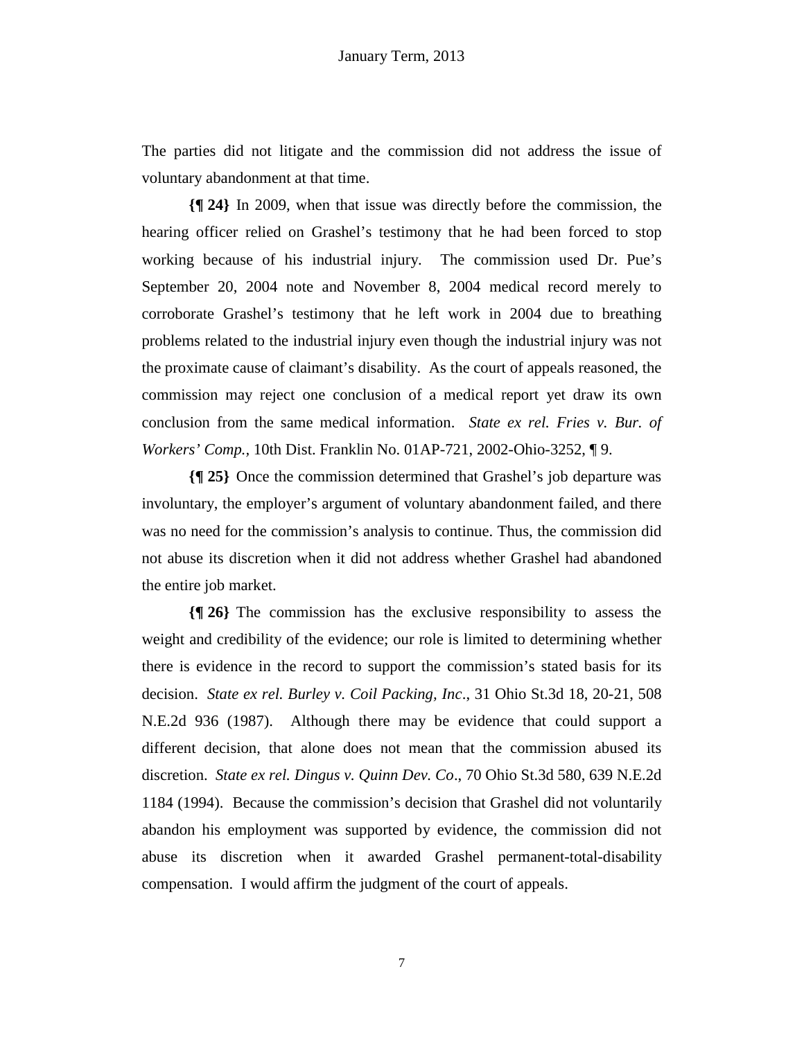The parties did not litigate and the commission did not address the issue of voluntary abandonment at that time.

**{¶ 24}** In 2009, when that issue was directly before the commission, the hearing officer relied on Grashel's testimony that he had been forced to stop working because of his industrial injury. The commission used Dr. Pue's September 20, 2004 note and November 8, 2004 medical record merely to corroborate Grashel's testimony that he left work in 2004 due to breathing problems related to the industrial injury even though the industrial injury was not the proximate cause of claimant's disability. As the court of appeals reasoned, the commission may reject one conclusion of a medical report yet draw its own conclusion from the same medical information. *State ex rel. Fries v. Bur. of Workers' Comp.*, 10th Dist. Franklin No. 01AP-721, 2002-Ohio-3252, ¶ 9.

**{¶ 25}** Once the commission determined that Grashel's job departure was involuntary, the employer's argument of voluntary abandonment failed, and there was no need for the commission's analysis to continue. Thus, the commission did not abuse its discretion when it did not address whether Grashel had abandoned the entire job market.

**{¶ 26}** The commission has the exclusive responsibility to assess the weight and credibility of the evidence; our role is limited to determining whether there is evidence in the record to support the commission's stated basis for its decision. *State ex rel. Burley v. Coil Packing, Inc*., 31 Ohio St.3d 18, 20-21, 508 N.E.2d 936 (1987). Although there may be evidence that could support a different decision, that alone does not mean that the commission abused its discretion. *State ex rel. Dingus v. Quinn Dev. Co*., 70 Ohio St.3d 580, 639 N.E.2d 1184 (1994). Because the commission's decision that Grashel did not voluntarily abandon his employment was supported by evidence, the commission did not abuse its discretion when it awarded Grashel permanent-total-disability compensation. I would affirm the judgment of the court of appeals.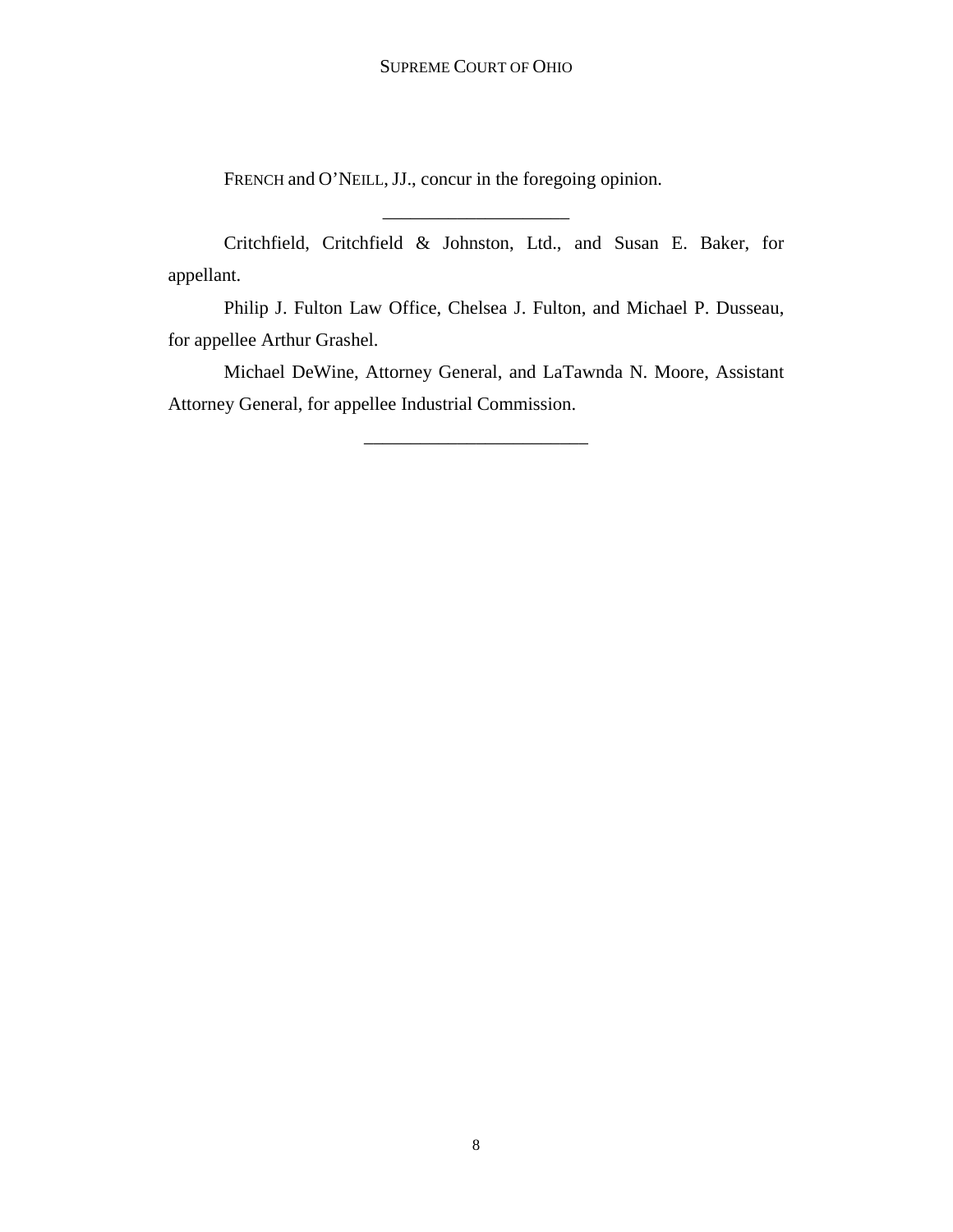FRENCH and O'NEILL, JJ., concur in the foregoing opinion.

---

Critchfield, Critchfield & Johnston, Ltd., and Susan E. Baker, for appellant.

Philip J. Fulton Law Office, Chelsea J. Fulton, and Michael P. Dusseau, for appellee Arthur Grashel.

Michael DeWine, Attorney General, and LaTawnda N. Moore, Assistant Attorney General, for appellee Industrial Commission.

---